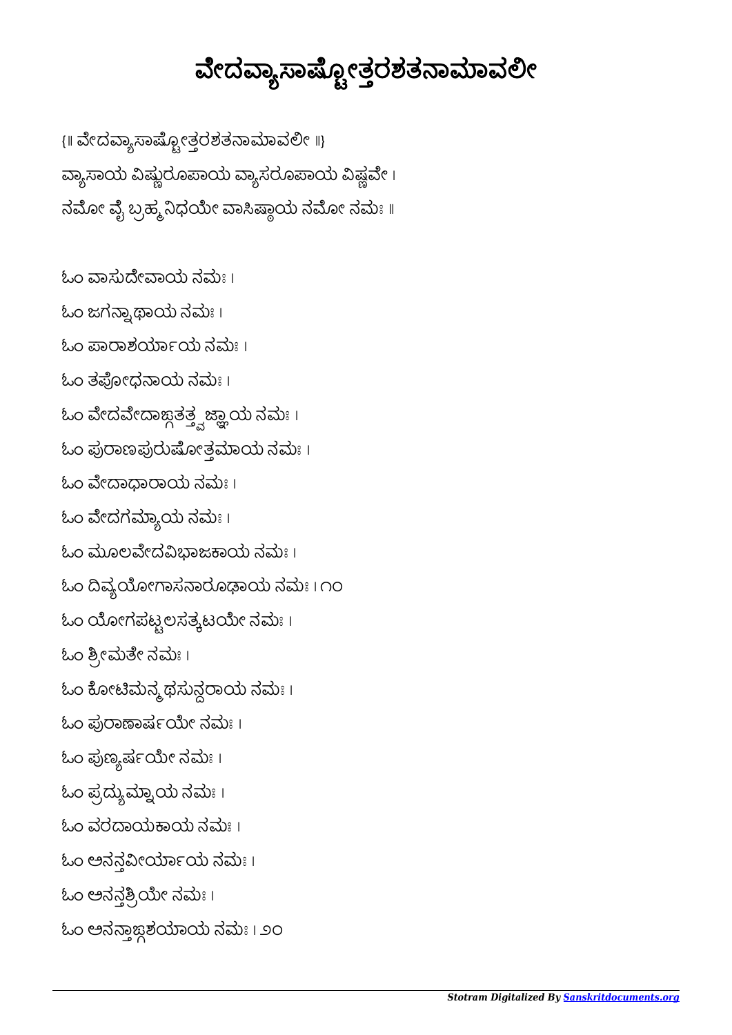# ವೇದವ್ಯಾಸಾಷ್ಟೋತ್ತರಶತನಾಮಾವಲೀ

{॥ ವೇದವ್ಯಾಸಾಷ್ಟೋತ್ತರಶತನಾಮಾವಲೀ ॥}

ವ್ಯಾಸಾಯ ವಿಷ್ಣುರೂಪಾಯ ವ್ಯಾಸರೂಪಾಯ ವಿಷ್ಣವೇ ।
ನಮೋ ವೈ ಬ್ರಹ್ಮನಿಧಯೇ ವಾಸಿಷ್ಠಾಯ ನಮೋ ನಮಃ ॥

ಓಂ ವಾಸುದೇವಾಯ ನಮಃ ।
ಓಂ ಜಗನ್ನಾಥಾಯ ನಮಃ ।
ಓಂ ಪಾರಾಶರ್ಯಾಯ ನಮಃ ।
ಓಂ ತಪೋಧನಾಯ ನಮಃ ।
ಓಂ ವೇದವೇದಾಙ್ಗತತ್ತ್ವಜ್ಞಾಯ ನಮಃ ।
ಓಂ ಪುರಾಣಪುರುಷೋತ್ತಮಾಯ ನಮಃ ।
ಓಂ ವೇದಾಧಾರಾಯ ನಮಃ ।
ಓಂ ವೇದಗಮ್ಯಾಯ ನಮಃ ।
ಓಂ ಮೂಲವೇದವಿಭಾಜಕಾಯ ನಮಃ ।
ಓಂ ದಿವ್ಯಯೋಗಾಸನಾರೂಢಾಯ ನಮಃ । ೧೦
ಓಂ ಯೋಗಪಟ್ಟಲಸತ್ಕಟಯೇ ನಮಃ ।
ಓಂ ಶ್ರೀಮತೇ ನಮಃ ।
ಓಂ ಕೋಟಿಮನ್ಮಥಸುನ್ದರಾಯ ನಮಃ ।
ಓಂ ಪುರಾಣಾರ್ಷಯೇ ನಮಃ ।
ಓಂ ಪುಣ್ಯರ್ಷಯೇ ನಮಃ ।
ಓಂ ಪ್ರದ್ಯುಮ್ನಾಯ ನಮಃ ।
ಓಂ ವರದಾಯಕಾಯ ನಮಃ ।
ಓಂ ಅನನ್ತವೀರ್ಯಾಯ ನಮಃ ।
ಓಂ ಅನನ್ತಶ್ರಿಯೇ ನಮಃ ।
ಓಂ ಅನನ್ತಾಙ್ಗಶಯಾಯ ನಮಃ । ೨೦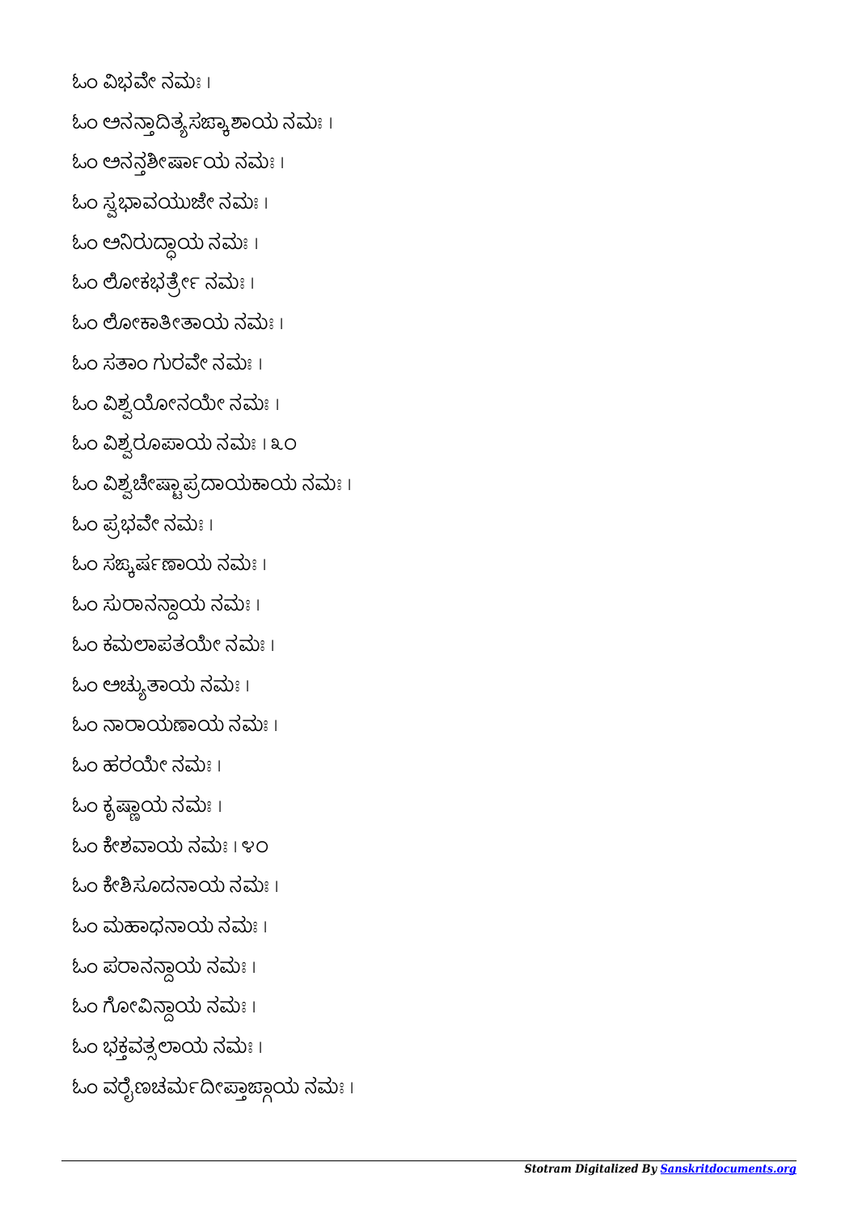ಓಂ ವಿಭವೇ ನಮಃ ।

ಓಂ ಅನನ್ತಾದಿತ್ಯಸಙ್ಕಾಶಾಯ ನಮಃ ।

ಓಂ ಅನನ್ತಶೀರ್ಷಾಯ ನಮಃ ।

ಓಂ ಸ್ವಭಾವಯುಜೇ ನಮಃ ।

ಓಂ ಅನಿರುದ್ಧಾಯ ನಮಃ ।

ಓಂ ಲೋಕಭರ್ತ್ರೇ ನಮಃ ।

ಓಂ ಲೋಕಾತೀತಾಯ ನಮಃ ।

ಓಂ ಸತಾಂ ಗುರವೇ ನಮಃ ।

ಓಂ ವಿಶ್ವಯೋನಯೇ ನಮಃ ।

ಓಂ ವಿಶ್ವರೂಪಾಯ ನಮಃ । ೩೦

ಓಂ ವಿಶ್ವಚೇಷ್ಟಾಪ್ರದಾಯಕಾಯ ನಮಃ ।

ಓಂ ಪ್ರಭವೇ ನಮಃ ।

ಓಂ ಸಙ್ಕರ್ಷಣಾಯ ನಮಃ ।

ಓಂ ಸುರಾನನ್ದಾಯ ನಮಃ ।

ಓಂ ಕಮಲಾಪತಯೇ ನಮಃ ।

ಓಂ ಅಚ್ಯುತಾಯ ನಮಃ ।

ಓಂ ನಾರಾಯಣಾಯ ನಮಃ ।

ಓಂ ಹರಯೇ ನಮಃ ।

ಓಂ ಕೃಷ್ಣಾಯ ನಮಃ ।

ಓಂ ಕೇಶವಾಯ ನಮಃ । ೪೦

ಓಂ ಕೇಶಿಸೂದನಾಯ ನಮಃ ।

ಓಂ ಮಹಾಧನಾಯ ನಮಃ ।

ಓಂ ಪರಾನನ್ದಾಯ ನಮಃ ।

ಓಂ ಗೋವಿನ್ದಾಯ ನಮಃ ।

ಓಂ ಭಕ್ತವತ್ಸಲಾಯ ನಮಃ ।

ಓಂ ವರೈಣಚರ್ಮದೀಪ್ತಾಙ್ಗಾಯ ನಮಃ ।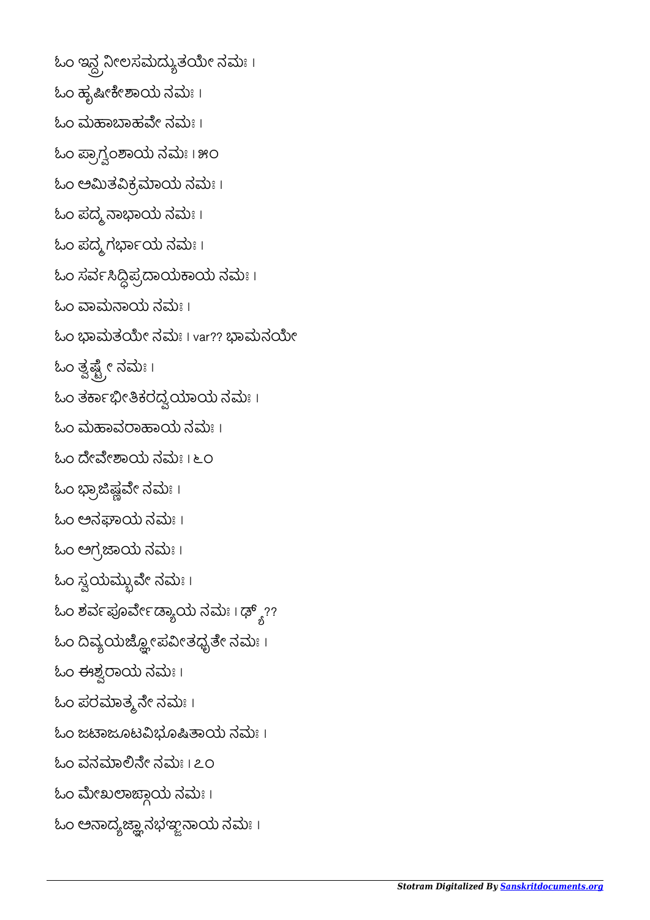ಓಂ ಇನ್ದ್ರನೀಲಸಮದ್ಯುತಯೇ ನಮಃ ।

ಓಂ ಹೃಷೀಕೇಶಾಯ ನಮಃ ।

ಓಂ ಮಹಾಬಾಹವೇ ನಮಃ ।

ಓಂ ಪ್ರಾಗ್ವಂಶಾಯ ನಮಃ । ೫೦

ಓಂ ಅಮಿತವಿಕ್ರಮಾಯ ನಮಃ ।

ಓಂ ಪದ್ಮನಾಭಾಯ ನಮಃ ।

ಓಂ ಪದ್ಮಗರ್ಭಾಯ ನಮಃ ।

ಓಂ ಸರ್ವಸಿದ್ಧಿಪ್ರದಾಯಕಾಯ ನಮಃ ।

ಓಂ ವಾಮನಾಯ ನಮಃ ।

ಓಂ ಭಾಮತಯೇ ನಮಃ । var?? ಭಾಮನಯೇ

ಓಂ ತ್ವಷ್ಟ್ರೇ ನಮಃ ।

ಓಂ ತರ್ಕಾಭೀತಿಕರದ್ವಯಾಯ ನಮಃ ।

ಓಂ ಮಹಾವರಾಹಾಯ ನಮಃ ।

ಓಂ ದೇವೇಶಾಯ ನಮಃ । ೬೦

ಓಂ ಭ್ರಾಜಿಷ್ಣವೇ ನಮಃ ।

ಓಂ ಅನಘಾಯ ನಮಃ ।

ಓಂ ಅಗ್ರಜಾಯ ನಮಃ ।

ಓಂ ಸ್ವಯಮ್ಭುವೇ ನಮಃ ।

ಓಂ ಶರ್ವಪೂರ್ವೇಡ್ಯಾಯ ನಮಃ । ಢ್ಯ್ಯ??

ಓಂ ದಿವ್ಯಯಜ್ಞೋಪವೀತಧೃತೇ ನಮಃ ।

ಓಂ ಈಶ್ವರಾಯ ನಮಃ ।

ಓಂ ಪರಮಾತ್ಮನೇ ನಮಃ ।

ಓಂ ಜಟಾಜೂಟವಿಭೂಷಿತಾಯ ನಮಃ ।

ಓಂ ವನಮಾಲಿನೇ ನಮಃ । ೭೦

ಓಂ ಮೇಖಲಾಙ್ಗಾಯ ನಮಃ ।

ಓಂ ಅನಾದ್ಯಜ್ಞಾನಭಞ್ಜನಾಯ ನಮಃ ।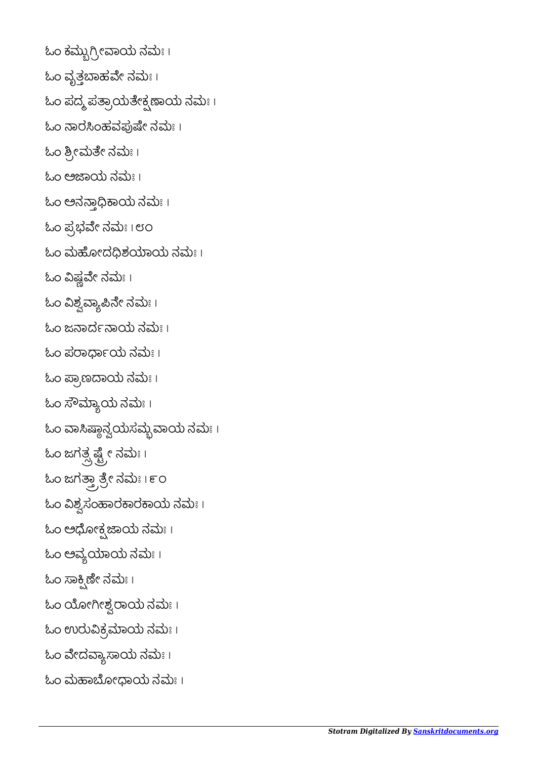ಓಂ ಕಮ್ಬುಗ್ರೀವಾಯ ನಮಃ ।

ಓಂ ವೃತ್ತಬಾಹವೇ ನಮಃ ।

ಓಂ ಪದ್ಮಪತ್ರಾಯತೇಕ್ಷಣಾಯ ನಮಃ ।

ಓಂ ನಾರಸಿಂಹವಪುಷೇ ನಮಃ ।

ಓಂ ಶ್ರೀಮತೇ ನಮಃ ।

ಓಂ ಅಜಾಯ ನಮಃ ।

ಓಂ ಅನನ್ತಾಧಿಕಾಯ ನಮಃ ।

ಓಂ ಪ್ರಭವೇ ನಮಃ । ೮೦

ಓಂ ಮಹೋದಧಿಶಯಾಯ ನಮಃ ।

ಓಂ ವಿಷ್ಣವೇ ನಮಃ ।

ಓಂ ವಿಶ್ವವ್ಯಾಪಿನೇ ನಮಃ ।

ಓಂ ಜನಾರ್ದನಾಯ ನಮಃ ।

ಓಂ ಪರಾರ್ಧಾಯ ನಮಃ ।

ಓಂ ಪ್ರಾಣದಾಯ ನಮಃ ।

ಓಂ ಸೌಮ್ಯಾಯ ನಮಃ ।

ಓಂ ವಾಸಿಷ್ಠಾನ್ವಯಸಮ್ಭವಾಯ ನಮಃ ।

ಓಂ ಜಗತ್ಸ್ರಷ್ಟ್ರೇ ನಮಃ ।

ಓಂ ಜಗತ್ತ್ರಾತ್ರೇ ನಮಃ । ೯೦

ಓಂ ವಿಶ್ವಸಂಹಾರಕಾರಕಾಯ ನಮಃ ।

ಓಂ ಅಧೋಕ್ಷಜಾಯ ನಮಃ ।

ಓಂ ಅವ್ಯಯಾಯ ನಮಃ ।

ಓಂ ಸಾಕ್ಷಿಣೇ ನಮಃ ।

ಓಂ ಯೋಗೀಶ್ವರಾಯ ನಮಃ ।

ಓಂ ಉರುವಿಕ್ರಮಾಯ ನಮಃ ।

ಓಂ ವೇದವ್ಯಾಸಾಯ ನಮಃ ।

ಓಂ ಮಹಾಬೋಧಾಯ ನಮಃ ।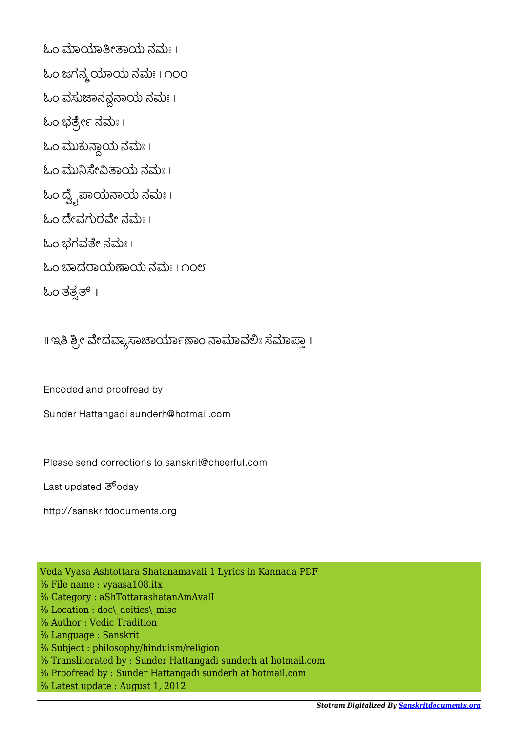ಓಂ ಮಾಯಾತೀತಾಯ ನಮಃ ।

ಓಂ ಜಗನ್ಮಯಾಯ ನಮಃ । ೧೦೦

ಓಂ ವಸುಜಾನನ್ದನಾಯ ನಮಃ ।

ಓಂ ಭರ್ತ್ರೇ ನಮಃ ।

ಓಂ ಮುಕುನ್ದಾಯ ನಮಃ ।

ಓಂ ಮುನಿಸೇವಿತಾಯ ನಮಃ ।

ಓಂ ದ್ವೈಪಾಯನಾಯ ನಮಃ ।

ಓಂ ದೇವಗುರವೇ ನಮಃ ।

ಓಂ ಭಗವತೇ ನಮಃ ।

ಓಂ ಬಾದರಾಯಣಾಯ ನಮಃ । ೧೦೮

ಓಂ ತತ್ಸತ್ ॥

॥ ಇತಿ ಶ್ರೀ ವೇದವ್ಯಾಸಾಚಾರ್ಯಾಣಾಂ ನಾಮಾವಲಿಃ ಸಮಾಪ್ತಾ ॥

Encoded and proofread by

Sunder Hattangadi sunderh@hotmail.com

Please send corrections to sanskrit@cheerful.com

Last updated ತ್oday

http://sanskritdocuments.org

Veda Vyasa Ashtottara Shatanamavali 1 Lyrics in Kannada PDF
% File name : vyaasa108.itx
% Category : aShTottarashatanAmAvalI
% Location : doc\_deities\_misc
% Author : Vedic Tradition
% Language : Sanskrit
% Subject : philosophy/hinduism/religion
% Transliterated by : Sunder Hattangadi sunderh at hotmail.com
% Proofread by : Sunder Hattangadi sunderh at hotmail.com
% Latest update : August 1, 2012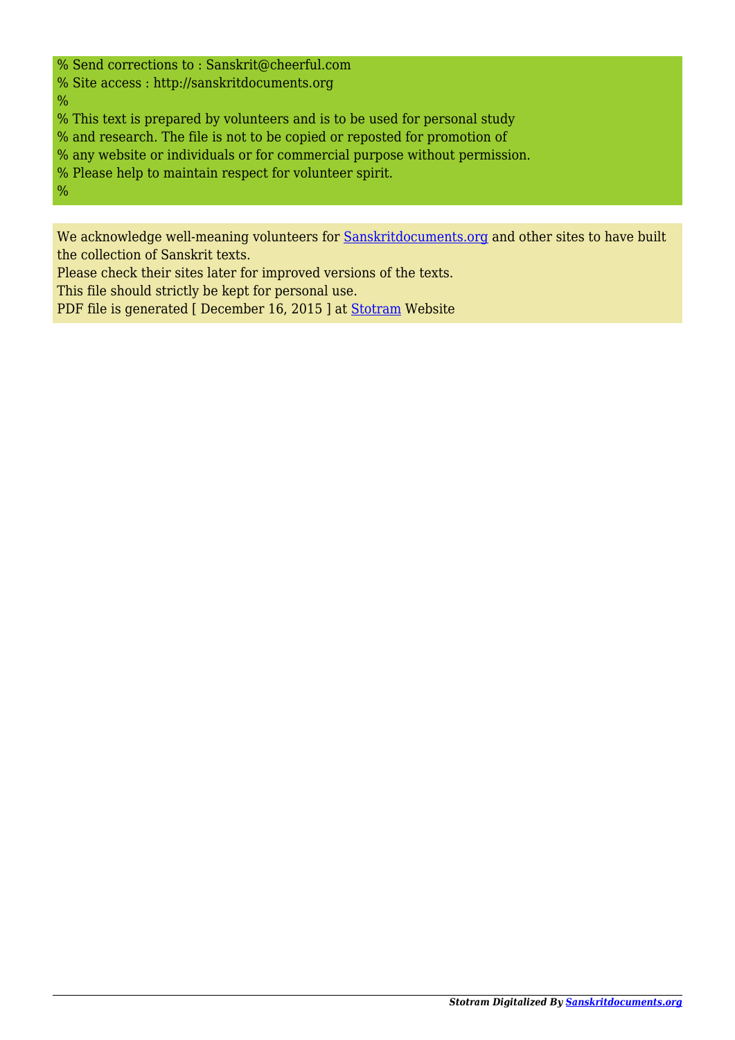% Send corrections to : Sanskrit@cheerful.com
% Site access : http://sanskritdocuments.org
%
% This text is prepared by volunteers and is to be used for personal study
% and research. The file is not to be copied or reposted for promotion of
% any website or individuals or for commercial purpose without permission.
% Please help to maintain respect for volunteer spirit.
%

We acknowledge well-meaning volunteers for Sanskritdocuments.org and other sites to have built the collection of Sanskrit texts.
Please check their sites later for improved versions of the texts.
This file should strictly be kept for personal use.
PDF file is generated [ December 16, 2015 ] at Stotram Website